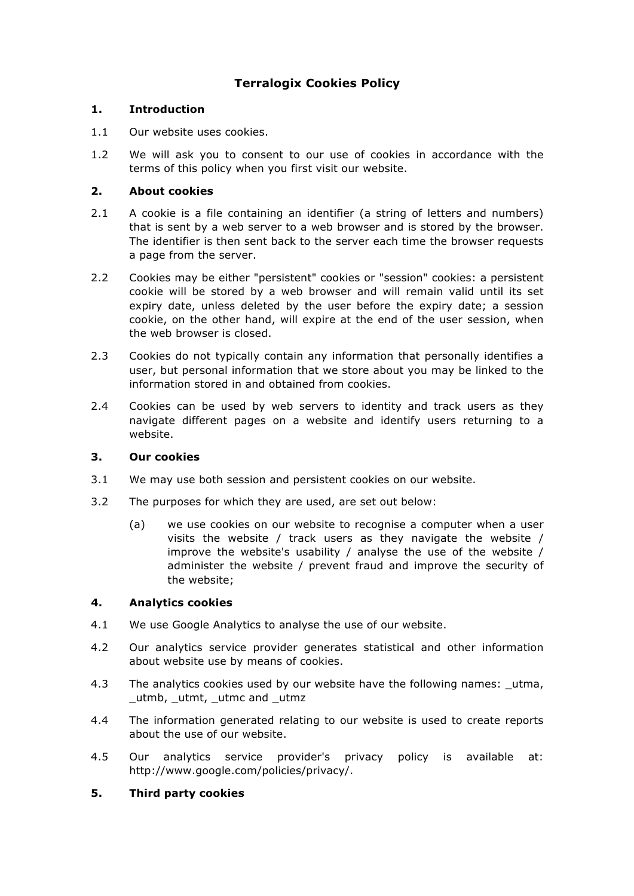# Terralogix Cookies Policy

## 1. Introduction

1.1 Our website uses cookies.

1.2 We will ask you to consent to our use of cookies in accordance with the terms of this policy when you first visit our website.

## 2. About cookies

2.1 A cookie is a file containing an identifier (a string of letters and numbers) that is sent by a web server to a web browser and is stored by the browser. The identifier is then sent back to the server each time the browser requests a page from the server.

2.2 Cookies may be either "persistent" cookies or "session" cookies: a persistent cookie will be stored by a web browser and will remain valid until its set expiry date, unless deleted by the user before the expiry date; a session cookie, on the other hand, will expire at the end of the user session, when the web browser is closed.

2.3 Cookies do not typically contain any information that personally identifies a user, but personal information that we store about you may be linked to the information stored in and obtained from cookies.

2.4 Cookies can be used by web servers to identity and track users as they navigate different pages on a website and identify users returning to a website.

## 3. Our cookies

3.1 We may use both session and persistent cookies on our website.

3.2 The purposes for which they are used, are set out below:

(a) we use cookies on our website to recognise a computer when a user visits the website / track users as they navigate the website / improve the website's usability / analyse the use of the website / administer the website / prevent fraud and improve the security of the website;

## 4. Analytics cookies

4.1 We use Google Analytics to analyse the use of our website.

4.2 Our analytics service provider generates statistical and other information about website use by means of cookies.

4.3 The analytics cookies used by our website have the following names: _utma, _utmb, _utmt, _utmc and _utmz

4.4 The information generated relating to our website is used to create reports about the use of our website.

4.5 Our analytics service provider's privacy policy is available at: http://www.google.com/policies/privacy/.

## 5. Third party cookies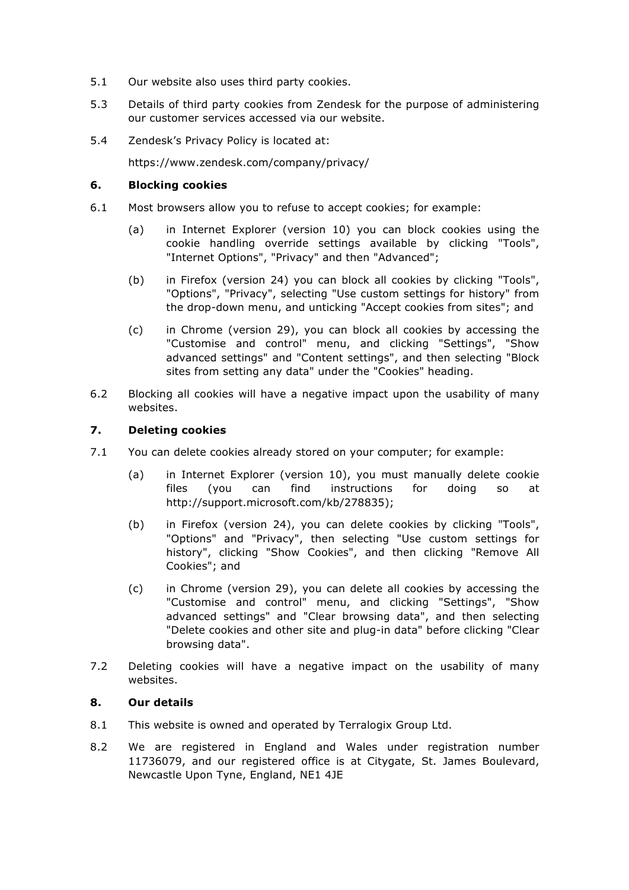5.1 Our website also uses third party cookies.

5.3 Details of third party cookies from Zendesk for the purpose of administering our customer services accessed via our website.

5.4 Zendesk's Privacy Policy is located at:

https://www.zendesk.com/company/privacy/

## 6. Blocking cookies

6.1 Most browsers allow you to refuse to accept cookies; for example:

(a) in Internet Explorer (version 10) you can block cookies using the cookie handling override settings available by clicking "Tools", "Internet Options", "Privacy" and then "Advanced";

(b) in Firefox (version 24) you can block all cookies by clicking "Tools", "Options", "Privacy", selecting "Use custom settings for history" from the drop-down menu, and unticking "Accept cookies from sites"; and

(c) in Chrome (version 29), you can block all cookies by accessing the "Customise and control" menu, and clicking "Settings", "Show advanced settings" and "Content settings", and then selecting "Block sites from setting any data" under the "Cookies" heading.

6.2 Blocking all cookies will have a negative impact upon the usability of many websites.

## 7. Deleting cookies

7.1 You can delete cookies already stored on your computer; for example:

(a) in Internet Explorer (version 10), you must manually delete cookie files (you can find instructions for doing so at http://support.microsoft.com/kb/278835);

(b) in Firefox (version 24), you can delete cookies by clicking "Tools", "Options" and "Privacy", then selecting "Use custom settings for history", clicking "Show Cookies", and then clicking "Remove All Cookies"; and

(c) in Chrome (version 29), you can delete all cookies by accessing the "Customise and control" menu, and clicking "Settings", "Show advanced settings" and "Clear browsing data", and then selecting "Delete cookies and other site and plug-in data" before clicking "Clear browsing data".

7.2 Deleting cookies will have a negative impact on the usability of many websites.

## 8. Our details

8.1 This website is owned and operated by Terralogix Group Ltd.

8.2 We are registered in England and Wales under registration number 11736079, and our registered office is at Citygate, St. James Boulevard, Newcastle Upon Tyne, England, NE1 4JE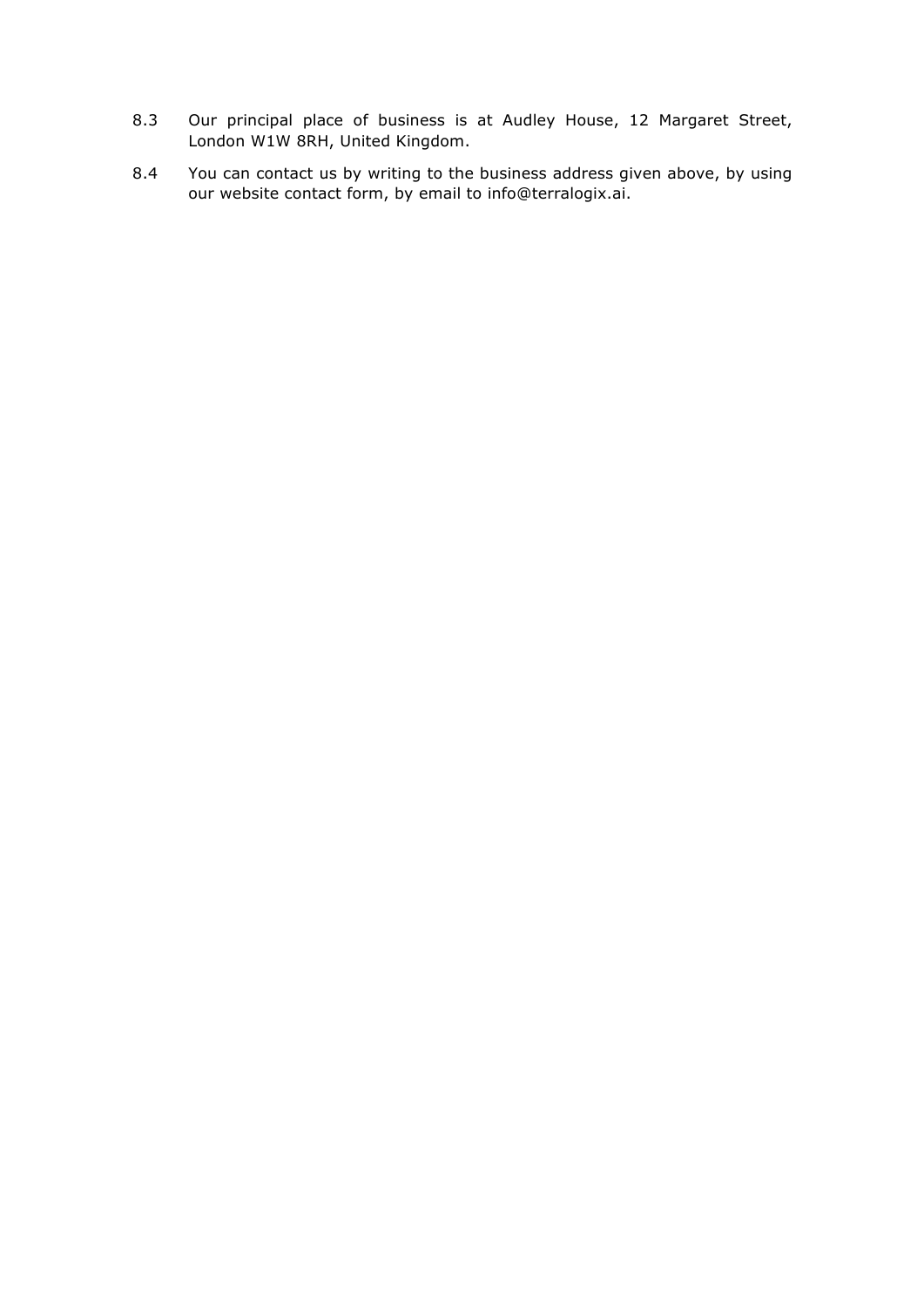8.3 Our principal place of business is at Audley House, 12 Margaret Street, London W1W 8RH, United Kingdom.

8.4 You can contact us by writing to the business address given above, by using our website contact form, by email to info@terralogix.ai.